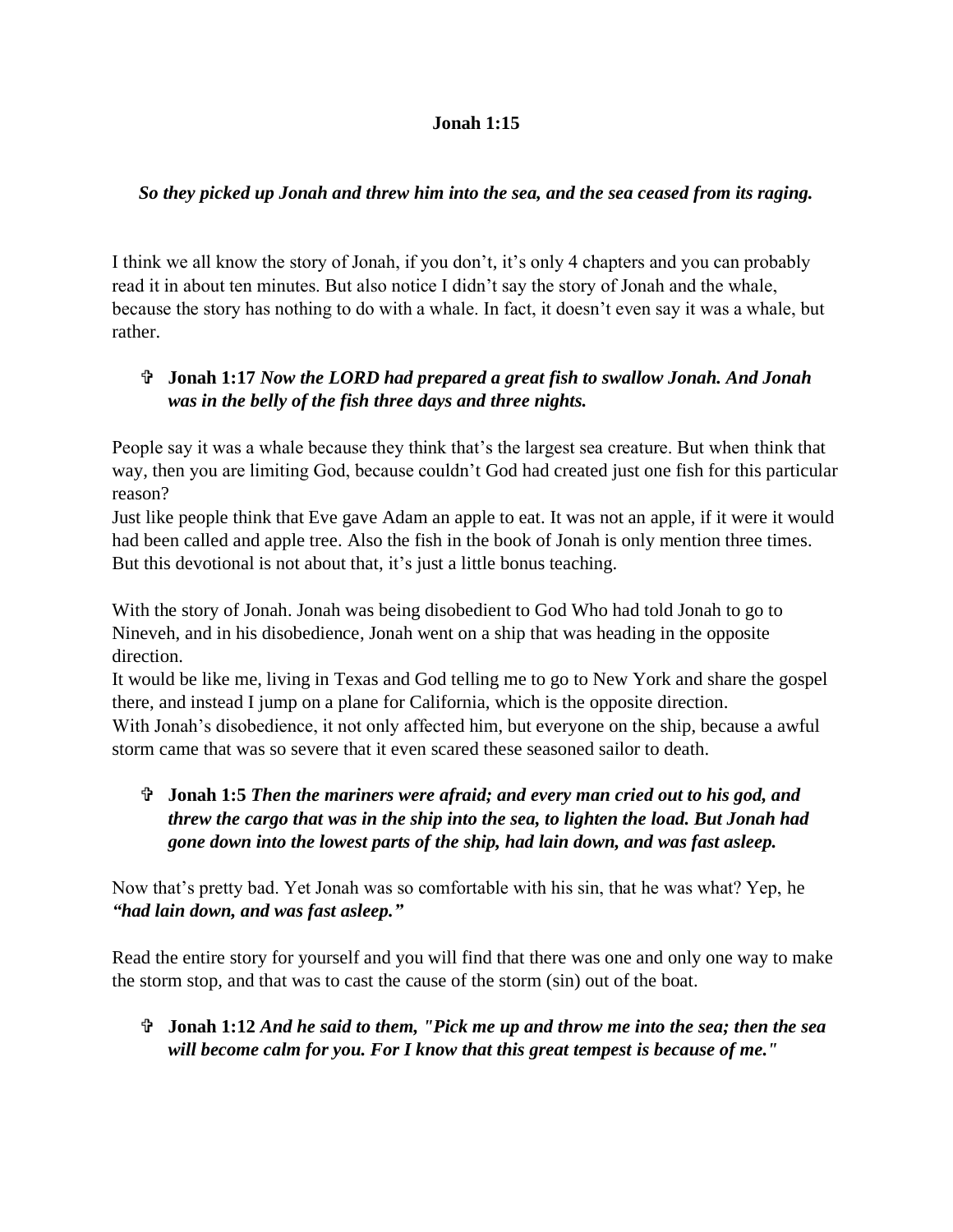**Jonah 1:15**

***So they picked up Jonah and threw him into the sea, and the sea ceased from its raging.***

I think we all know the story of Jonah, if you don't, it's only 4 chapters and you can probably read it in about ten minutes. But also notice I didn't say the story of Jonah and the whale, because the story has nothing to do with a whale. In fact, it doesn't even say it was a whale, but rather.

- ✞ **Jonah 1:17** ***Now the LORD had prepared a great fish to swallow Jonah. And Jonah was in the belly of the fish three days and three nights.***

People say it was a whale because they think that's the largest sea creature. But when think that way, then you are limiting God, because couldn't God had created just one fish for this particular reason?
Just like people think that Eve gave Adam an apple to eat. It was not an apple, if it were it would had been called and apple tree. Also the fish in the book of Jonah is only mention three times. But this devotional is not about that, it's just a little bonus teaching.

With the story of Jonah. Jonah was being disobedient to God Who had told Jonah to go to Nineveh, and in his disobedience, Jonah went on a ship that was heading in the opposite direction.
It would be like me, living in Texas and God telling me to go to New York and share the gospel there, and instead I jump on a plane for California, which is the opposite direction.
With Jonah's disobedience, it not only affected him, but everyone on the ship, because a awful storm came that was so severe that it even scared these seasoned sailor to death.

- ✞ **Jonah 1:5** ***Then the mariners were afraid; and every man cried out to his god, and threw the cargo that was in the ship into the sea, to lighten the load. But Jonah had gone down into the lowest parts of the ship, had lain down, and was fast asleep.***

Now that's pretty bad. Yet Jonah was so comfortable with his sin, that he was what? Yep, he ***"had lain down, and was fast asleep."***

Read the entire story for yourself and you will find that there was one and only one way to make the storm stop, and that was to cast the cause of the storm (sin) out of the boat.

- ✞ **Jonah 1:12** ***And he said to them, "Pick me up and throw me into the sea; then the sea will become calm for you. For I know that this great tempest is because of me."***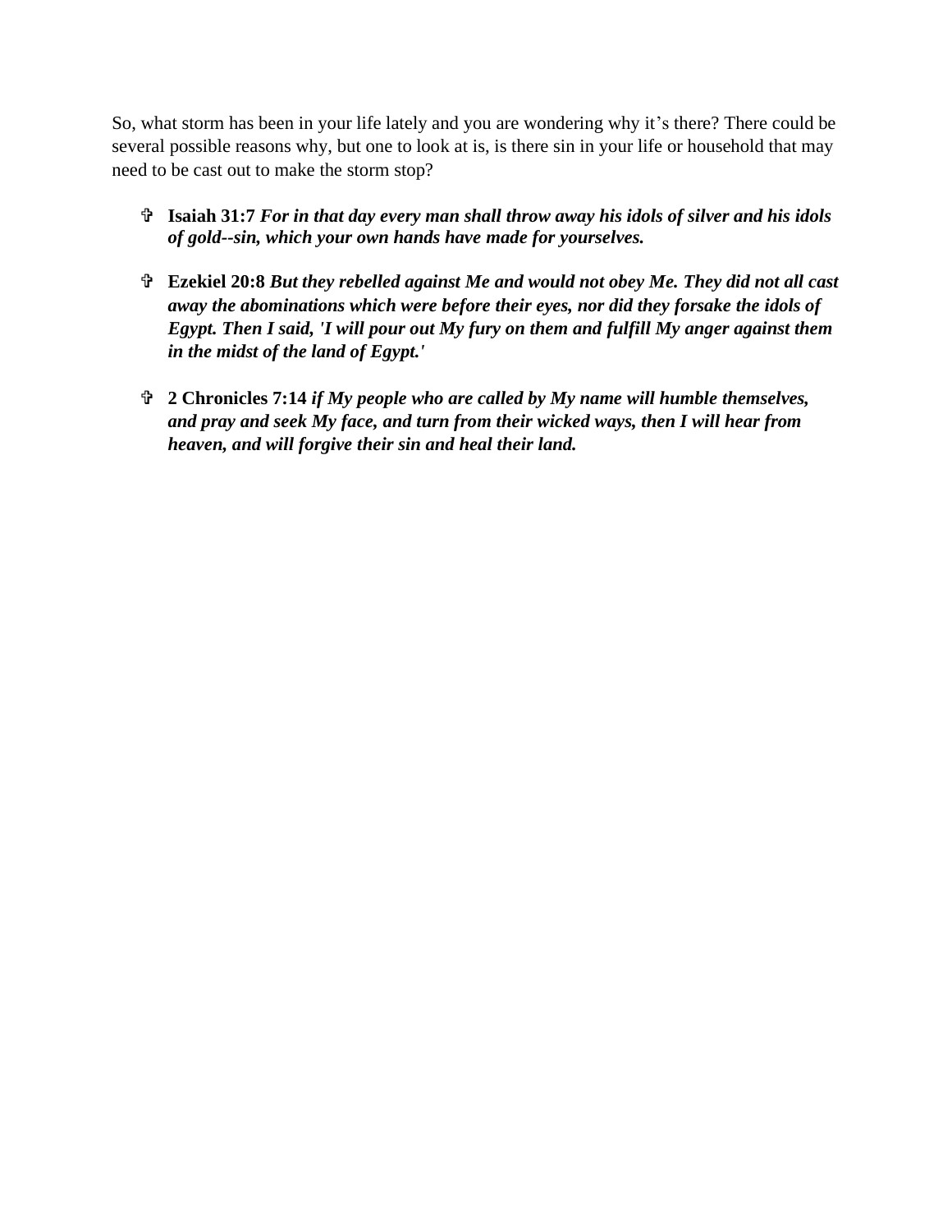So, what storm has been in your life lately and you are wondering why it's there? There could be several possible reasons why, but one to look at is, is there sin in your life or household that may need to be cast out to make the storm stop?

- ✞ **Isaiah 31:7** ***For in that day every man shall throw away his idols of silver and his idols of gold--sin, which your own hands have made for yourselves.***

- ✞ **Ezekiel 20:8** ***But they rebelled against Me and would not obey Me. They did not all cast away the abominations which were before their eyes, nor did they forsake the idols of Egypt. Then I said, 'I will pour out My fury on them and fulfill My anger against them in the midst of the land of Egypt.'***

- ✞ **2 Chronicles 7:14** ***if My people who are called by My name will humble themselves, and pray and seek My face, and turn from their wicked ways, then I will hear from heaven, and will forgive their sin and heal their land.***